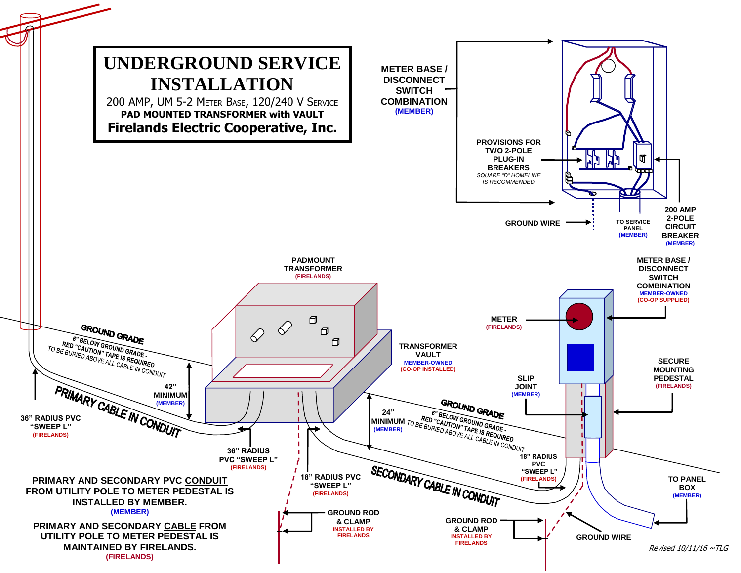# UNDERGROUND SERVICE INSTALLATION

200 AMP, UM 5-2 METER BASE, 120/240 V SERVICE

**PAD MOUNTED TRANSFORMER with VAULT**

**Firelands Electric Cooperative, Inc.**

**METER BASE / DISCONNECT SWITCH COMBINATION**
(MEMBER)

**PROVISIONS FOR TWO 2-POLE PLUG-IN BREAKERS**
*SQUARE "D" HOMELINE IS RECOMMENDED*

**GROUND WIRE**

**TO SERVICE PANEL**
(MEMBER)

**200 AMP 2-POLE CIRCUIT BREAKER**
(MEMBER)

**PADMOUNT TRANSFORMER**
(FIRELANDS)

**METER BASE / DISCONNECT SWITCH COMBINATION**
MEMBER-OWNED
(CO-OP SUPPLIED)

**METER**
(FIRELANDS)

**TRANSFORMER VAULT**
MEMBER-OWNED
(CO-OP INSTALLED)

**SECURE MOUNTING PEDESTAL**
(FIRELANDS)

**SLIP JOINT**
(MEMBER)

**GROUND GRADE**
6" BELOW GROUND GRADE - RED "CAUTION" TAPE IS REQUIRED
TO BE BURIED ABOVE ALL CABLE IN CONDUIT

**42" MINIMUM**
(MEMBER)

**PRIMARY CABLE IN CONDUIT**

**36" RADIUS PVC "SWEEP L"**
(FIRELANDS)

**36" RADIUS PVC "SWEEP L"**
(FIRELANDS)

**24" MINIMUM**
(MEMBER)

**GROUND GRADE**
6" BELOW GROUND GRADE - RED "CAUTION" TAPE IS REQUIRED
TO BE BURIED ABOVE ALL CABLE IN CONDUIT

**18" RADIUS PVC "SWEEP L"**
(FIRELANDS)

**18" RADIUS PVC "SWEEP L"**
(FIRELANDS)

**SECONDARY CABLE IN CONDUIT**

**TO PANEL BOX**
(MEMBER)

**GROUND ROD & CLAMP**
INSTALLED BY FIRELANDS

**GROUND ROD & CLAMP**
INSTALLED BY FIRELANDS

**GROUND WIRE**

**PRIMARY AND SECONDARY PVC CONDUIT FROM UTILITY POLE TO METER PEDESTAL IS INSTALLED BY MEMBER.**
(MEMBER)

**PRIMARY AND SECONDARY CABLE FROM UTILITY POLE TO METER PEDESTAL IS MAINTAINED BY FIRELANDS.**
(FIRELANDS)

*Revised 10/11/16 ~TLG*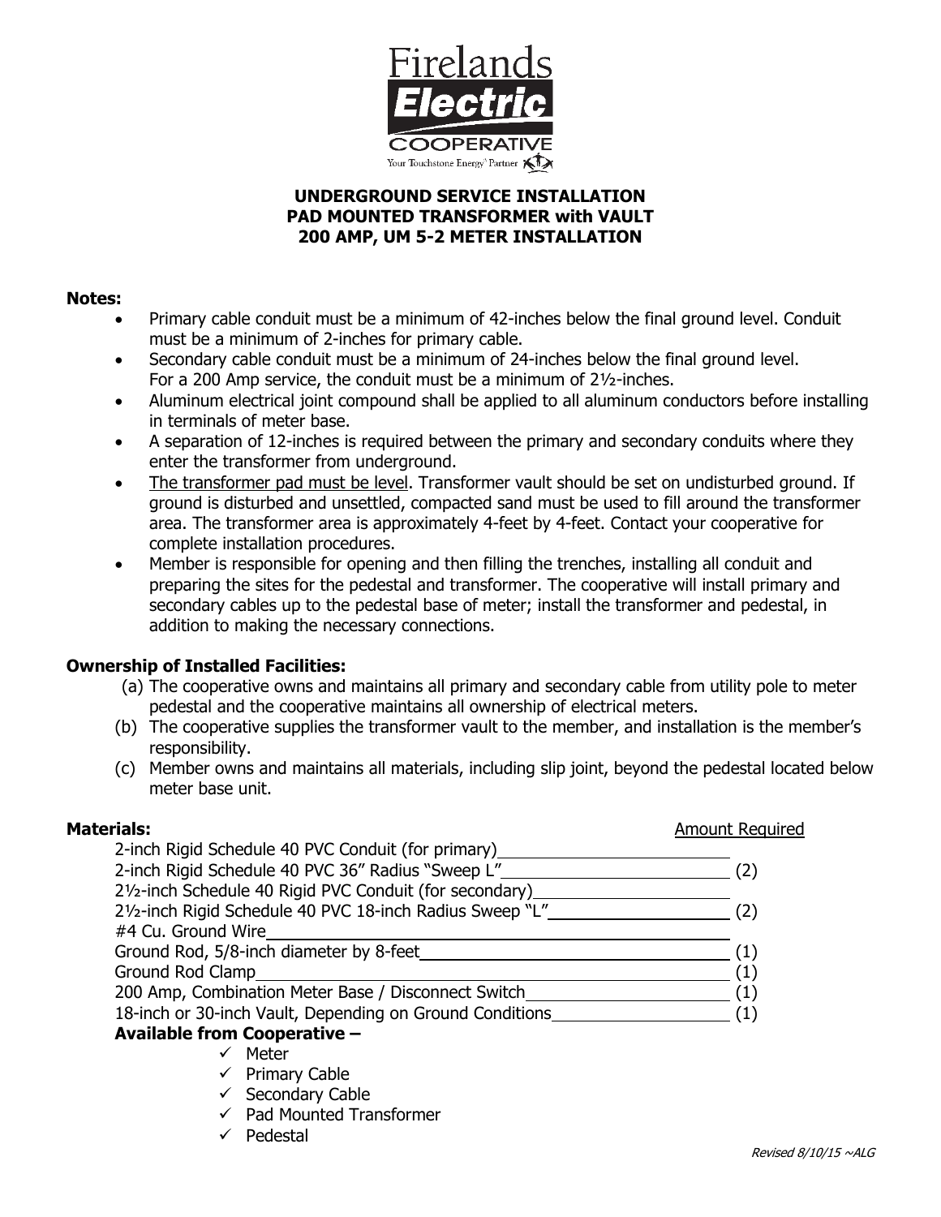Firelands **Electric** COOPERATIVE
Your Touchstone Energy® Partner

**UNDERGROUND SERVICE INSTALLATION**
**PAD MOUNTED TRANSFORMER with VAULT**
**200 AMP, UM 5-2 METER INSTALLATION**

**Notes:**

- Primary cable conduit must be a minimum of 42-inches below the final ground level. Conduit must be a minimum of 2-inches for primary cable.
- Secondary cable conduit must be a minimum of 24-inches below the final ground level. For a 200 Amp service, the conduit must be a minimum of 2½-inches.
- Aluminum electrical joint compound shall be applied to all aluminum conductors before installing in terminals of meter base.
- A separation of 12-inches is required between the primary and secondary conduits where they enter the transformer from underground.
- The transformer pad must be level. Transformer vault should be set on undisturbed ground. If ground is disturbed and unsettled, compacted sand must be used to fill around the transformer area. The transformer area is approximately 4-feet by 4-feet. Contact your cooperative for complete installation procedures.
- Member is responsible for opening and then filling the trenches, installing all conduit and preparing the sites for the pedestal and transformer. The cooperative will install primary and secondary cables up to the pedestal base of meter; install the transformer and pedestal, in addition to making the necessary connections.

**Ownership of Installed Facilities:**

(a) The cooperative owns and maintains all primary and secondary cable from utility pole to meter pedestal and the cooperative maintains all ownership of electrical meters.
(b) The cooperative supplies the transformer vault to the member, and installation is the member's responsibility.
(c) Member owns and maintains all materials, including slip joint, beyond the pedestal located below meter base unit.

**Materials:**

| | Amount Required |
|---|---|
| 2-inch Rigid Schedule 40 PVC Conduit (for primary) | |
| 2-inch Rigid Schedule 40 PVC 36" Radius "Sweep L" | (2) |
| 2½-inch Schedule 40 Rigid PVC Conduit (for secondary) | |
| 2½-inch Rigid Schedule 40 PVC 18-inch Radius Sweep "L" | (2) |
| #4 Cu. Ground Wire | |
| Ground Rod, 5/8-inch diameter by 8-feet | (1) |
| Ground Rod Clamp | (1) |
| 200 Amp, Combination Meter Base / Disconnect Switch | (1) |
| 18-inch or 30-inch Vault, Depending on Ground Conditions | (1) |

**Available from Cooperative –**

- ✓ Meter
- ✓ Primary Cable
- ✓ Secondary Cable
- ✓ Pad Mounted Transformer
- ✓ Pedestal

*Revised 8/10/15 ~ALG*